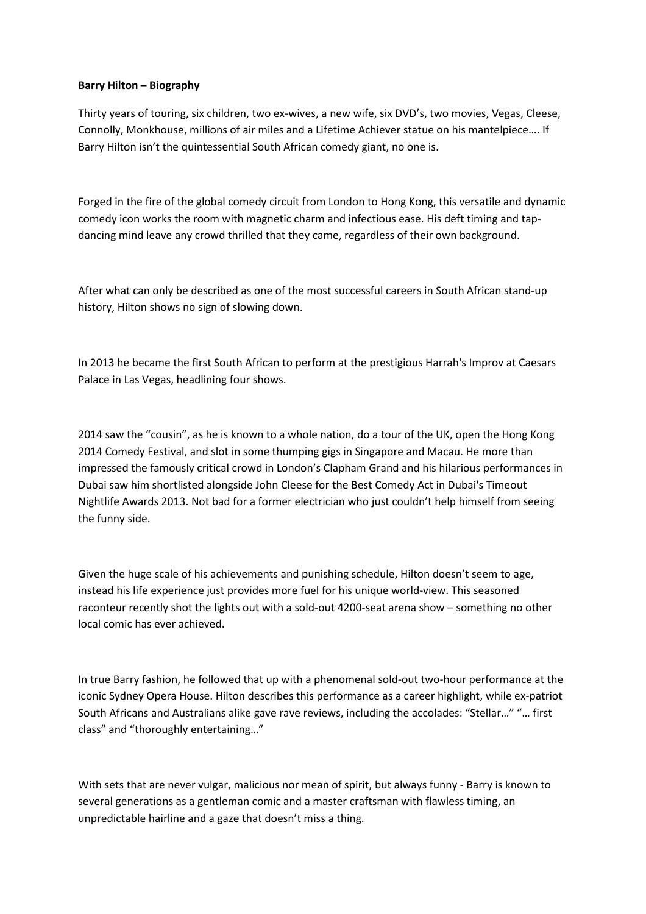**Barry Hilton – Biography**

Thirty years of touring, six children, two ex-wives, a new wife, six DVD's, two movies, Vegas, Cleese, Connolly, Monkhouse, millions of air miles and a Lifetime Achiever statue on his mantelpiece…. If Barry Hilton isn't the quintessential South African comedy giant, no one is.

Forged in the fire of the global comedy circuit from London to Hong Kong, this versatile and dynamic comedy icon works the room with magnetic charm and infectious ease. His deft timing and tap-dancing mind leave any crowd thrilled that they came, regardless of their own background.

After what can only be described as one of the most successful careers in South African stand-up history, Hilton shows no sign of slowing down.

In 2013 he became the first South African to perform at the prestigious Harrah's Improv at Caesars Palace in Las Vegas, headlining four shows.

2014 saw the "cousin", as he is known to a whole nation, do a tour of the UK, open the Hong Kong 2014 Comedy Festival, and slot in some thumping gigs in Singapore and Macau. He more than impressed the famously critical crowd in London's Clapham Grand and his hilarious performances in Dubai saw him shortlisted alongside John Cleese for the Best Comedy Act in Dubai's Timeout Nightlife Awards 2013. Not bad for a former electrician who just couldn't help himself from seeing the funny side.

Given the huge scale of his achievements and punishing schedule, Hilton doesn't seem to age, instead his life experience just provides more fuel for his unique world-view. This seasoned raconteur recently shot the lights out with a sold-out 4200-seat arena show – something no other local comic has ever achieved.

In true Barry fashion, he followed that up with a phenomenal sold-out two-hour performance at the iconic Sydney Opera House. Hilton describes this performance as a career highlight, while ex-patriot South Africans and Australians alike gave rave reviews, including the accolades: "Stellar…" "… first class" and "thoroughly entertaining…"

With sets that are never vulgar, malicious nor mean of spirit, but always funny - Barry is known to several generations as a gentleman comic and a master craftsman with flawless timing, an unpredictable hairline and a gaze that doesn't miss a thing.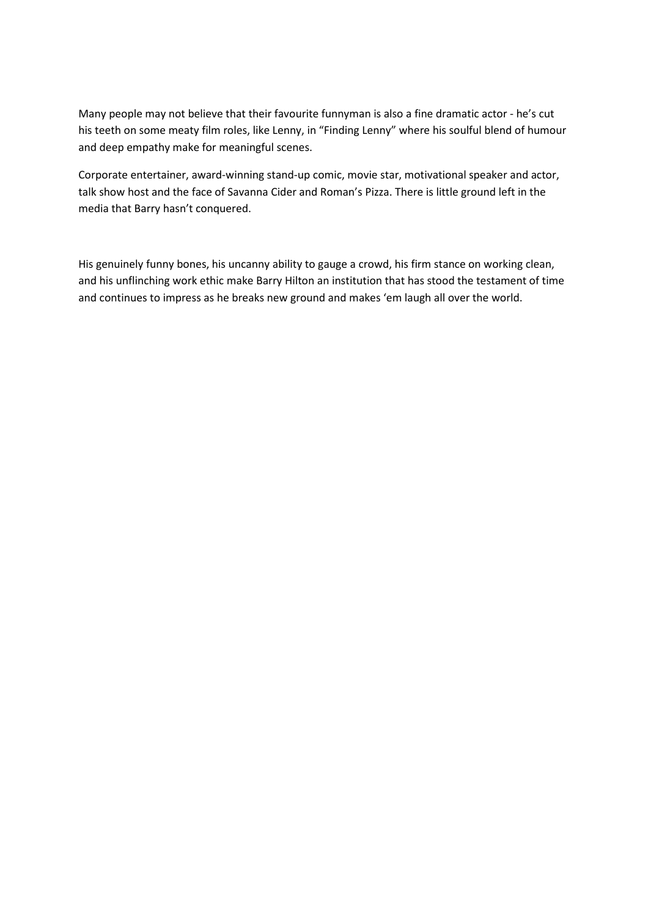Many people may not believe that their favourite funnyman is also a fine dramatic actor - he's cut his teeth on some meaty film roles, like Lenny, in "Finding Lenny" where his soulful blend of humour and deep empathy make for meaningful scenes.

Corporate entertainer, award-winning stand-up comic, movie star, motivational speaker and actor, talk show host and the face of Savanna Cider and Roman's Pizza. There is little ground left in the media that Barry hasn't conquered.

His genuinely funny bones, his uncanny ability to gauge a crowd, his firm stance on working clean, and his unflinching work ethic make Barry Hilton an institution that has stood the testament of time and continues to impress as he breaks new ground and makes 'em laugh all over the world.